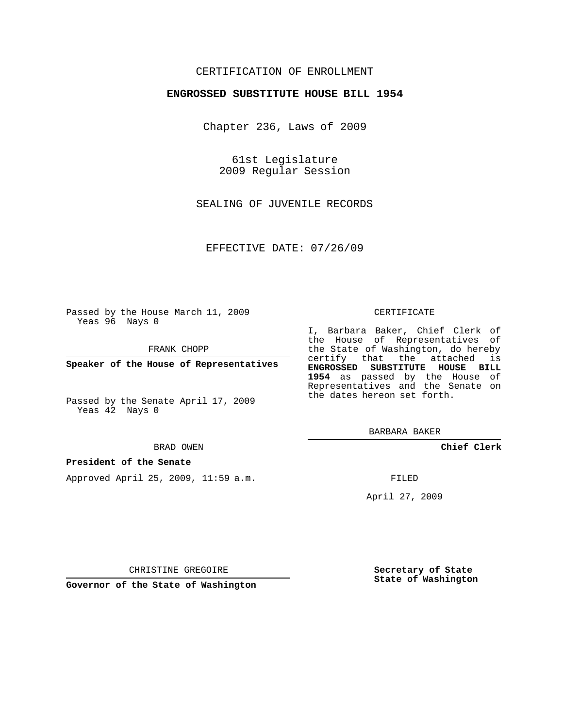CERTIFICATION OF ENROLLMENT

**ENGROSSED SUBSTITUTE HOUSE BILL 1954**

Chapter 236, Laws of 2009

61st Legislature
2009 Regular Session

SEALING OF JUVENILE RECORDS

EFFECTIVE DATE: 07/26/09

Passed by the House March 11, 2009
Yeas 96 Nays 0

FRANK CHOPP

**Speaker of the House of Representatives**

Passed by the Senate April 17, 2009
Yeas 42 Nays 0

BRAD OWEN

**President of the Senate**

Approved April 25, 2009, 11:59 a.m.

CHRISTINE GREGOIRE

**Governor of the State of Washington**

CERTIFICATE

I, Barbara Baker, Chief Clerk of the House of Representatives of the State of Washington, do hereby certify that the attached is **ENGROSSED SUBSTITUTE HOUSE BILL 1954** as passed by the House of Representatives and the Senate on the dates hereon set forth.

BARBARA BAKER

**Chief Clerk**

FILED

April 27, 2009

**Secretary of State**
**State of Washington**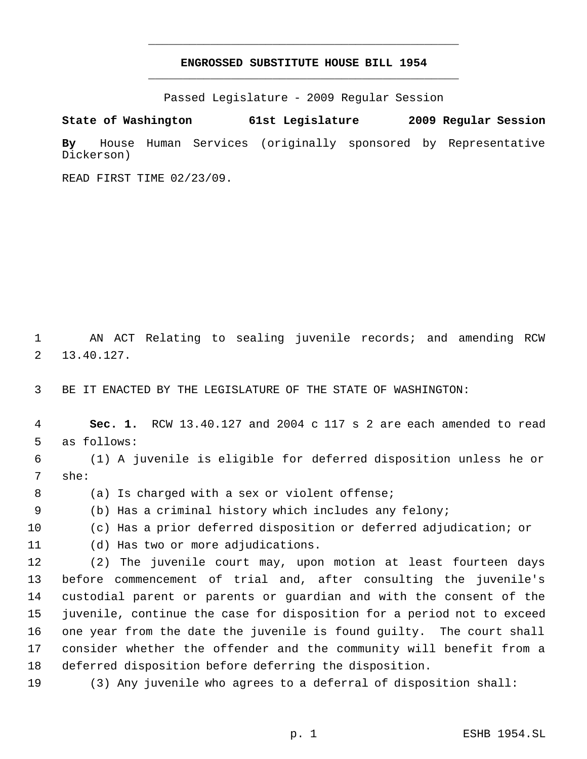# ENGROSSED SUBSTITUTE HOUSE BILL 1954

Passed Legislature - 2009 Regular Session

**State of Washington 61st Legislature 2009 Regular Session**

**By** House Human Services (originally sponsored by Representative Dickerson)

READ FIRST TIME 02/23/09.

AN ACT Relating to sealing juvenile records; and amending RCW 13.40.127.

BE IT ENACTED BY THE LEGISLATURE OF THE STATE OF WASHINGTON:

**Sec. 1.** RCW 13.40.127 and 2004 c 117 s 2 are each amended to read as follows:

(1) A juvenile is eligible for deferred disposition unless he or she:

(a) Is charged with a sex or violent offense;

(b) Has a criminal history which includes any felony;

(c) Has a prior deferred disposition or deferred adjudication; or

(d) Has two or more adjudications.

(2) The juvenile court may, upon motion at least fourteen days before commencement of trial and, after consulting the juvenile's custodial parent or parents or guardian and with the consent of the juvenile, continue the case for disposition for a period not to exceed one year from the date the juvenile is found guilty. The court shall consider whether the offender and the community will benefit from a deferred disposition before deferring the disposition.

(3) Any juvenile who agrees to a deferral of disposition shall: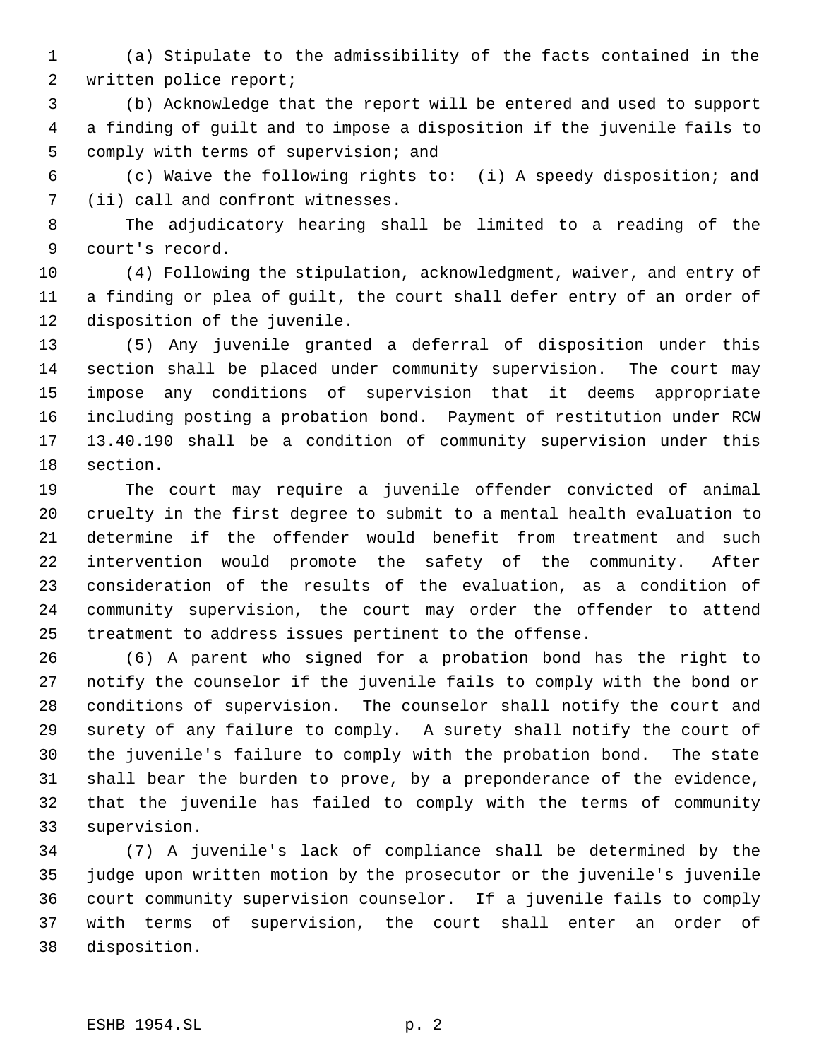(a) Stipulate to the admissibility of the facts contained in the written police report;

(b) Acknowledge that the report will be entered and used to support a finding of guilt and to impose a disposition if the juvenile fails to comply with terms of supervision; and

(c) Waive the following rights to: (i) A speedy disposition; and (ii) call and confront witnesses.

The adjudicatory hearing shall be limited to a reading of the court's record.

(4) Following the stipulation, acknowledgment, waiver, and entry of a finding or plea of guilt, the court shall defer entry of an order of disposition of the juvenile.

(5) Any juvenile granted a deferral of disposition under this section shall be placed under community supervision. The court may impose any conditions of supervision that it deems appropriate including posting a probation bond. Payment of restitution under RCW 13.40.190 shall be a condition of community supervision under this section.

The court may require a juvenile offender convicted of animal cruelty in the first degree to submit to a mental health evaluation to determine if the offender would benefit from treatment and such intervention would promote the safety of the community. After consideration of the results of the evaluation, as a condition of community supervision, the court may order the offender to attend treatment to address issues pertinent to the offense.

(6) A parent who signed for a probation bond has the right to notify the counselor if the juvenile fails to comply with the bond or conditions of supervision. The counselor shall notify the court and surety of any failure to comply. A surety shall notify the court of the juvenile's failure to comply with the probation bond. The state shall bear the burden to prove, by a preponderance of the evidence, that the juvenile has failed to comply with the terms of community supervision.

(7) A juvenile's lack of compliance shall be determined by the judge upon written motion by the prosecutor or the juvenile's juvenile court community supervision counselor. If a juvenile fails to comply with terms of supervision, the court shall enter an order of disposition.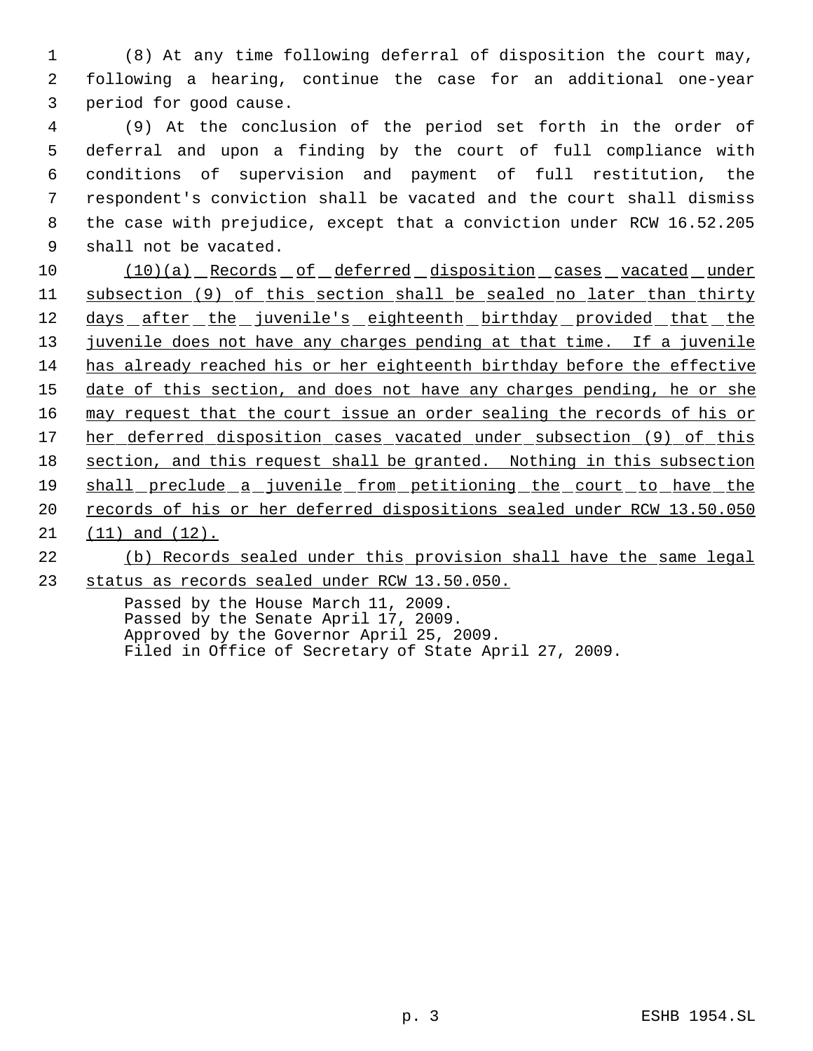(8) At any time following deferral of disposition the court may, following a hearing, continue the case for an additional one-year period for good cause.

(9) At the conclusion of the period set forth in the order of deferral and upon a finding by the court of full compliance with conditions of supervision and payment of full restitution, the respondent's conviction shall be vacated and the court shall dismiss the case with prejudice, except that a conviction under RCW 16.52.205 shall not be vacated.

<u>(10)(a) Records of deferred disposition cases vacated under subsection (9) of this section shall be sealed no later than thirty days after the juvenile's eighteenth birthday provided that the juvenile does not have any charges pending at that time. If a juvenile has already reached his or her eighteenth birthday before the effective date of this section, and does not have any charges pending, he or she may request that the court issue an order sealing the records of his or her deferred disposition cases vacated under subsection (9) of this section, and this request shall be granted. Nothing in this subsection shall preclude a juvenile from petitioning the court to have the records of his or her deferred dispositions sealed under RCW 13.50.050 (11) and (12).</u>

<u>(b) Records sealed under this provision shall have the same legal status as records sealed under RCW 13.50.050.</u>

Passed by the House March 11, 2009.
Passed by the Senate April 17, 2009.
Approved by the Governor April 25, 2009.
Filed in Office of Secretary of State April 27, 2009.